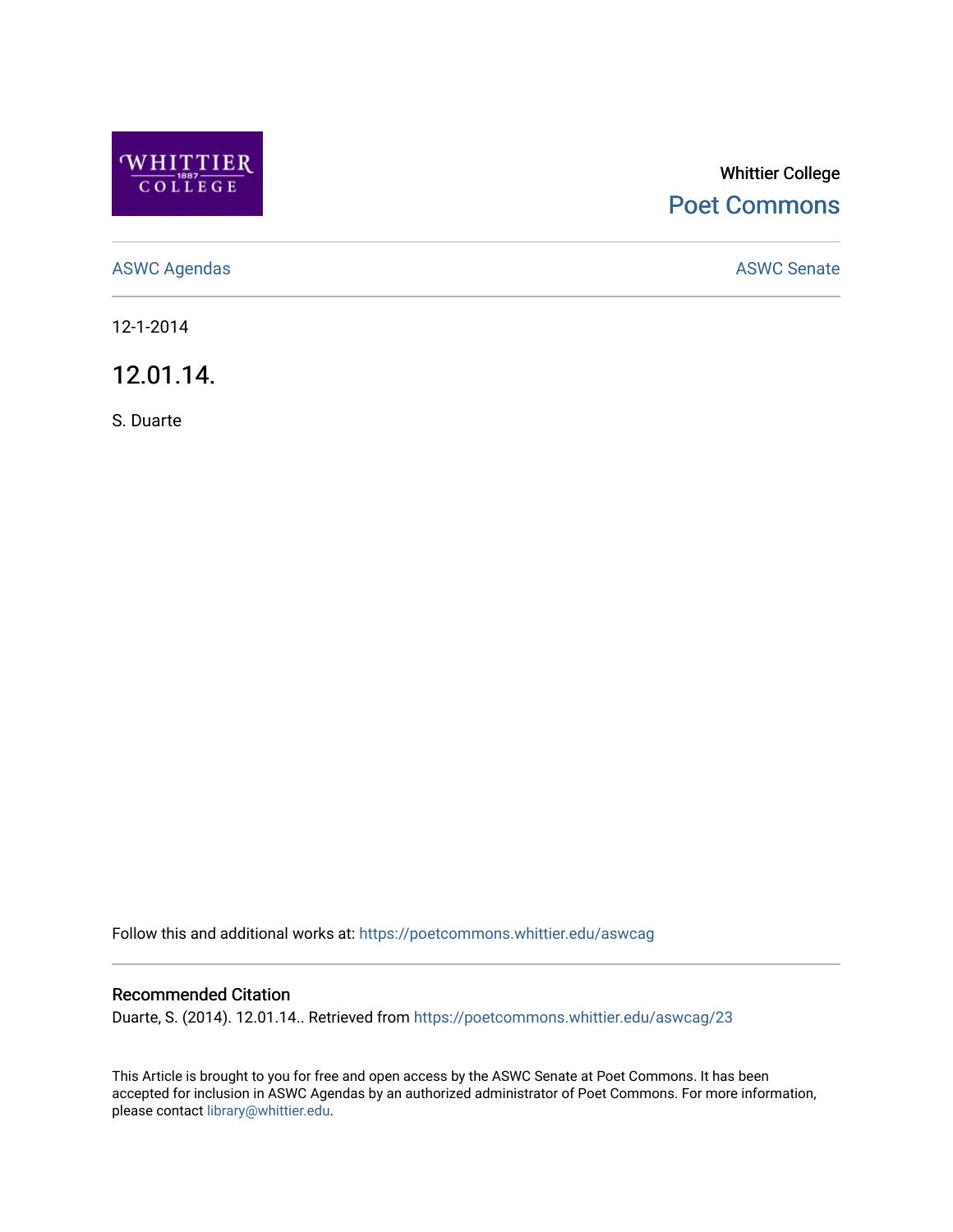Whittier College

Poet Commons

ASWC Agendas

ASWC Senate

12-1-2014

# 12.01.14.

S. Duarte

Follow this and additional works at: https://poetcommons.whittier.edu/aswcag

## Recommended Citation

Duarte, S. (2014). 12.01.14.. Retrieved from https://poetcommons.whittier.edu/aswcag/23

This Article is brought to you for free and open access by the ASWC Senate at Poet Commons. It has been accepted for inclusion in ASWC Agendas by an authorized administrator of Poet Commons. For more information, please contact library@whittier.edu.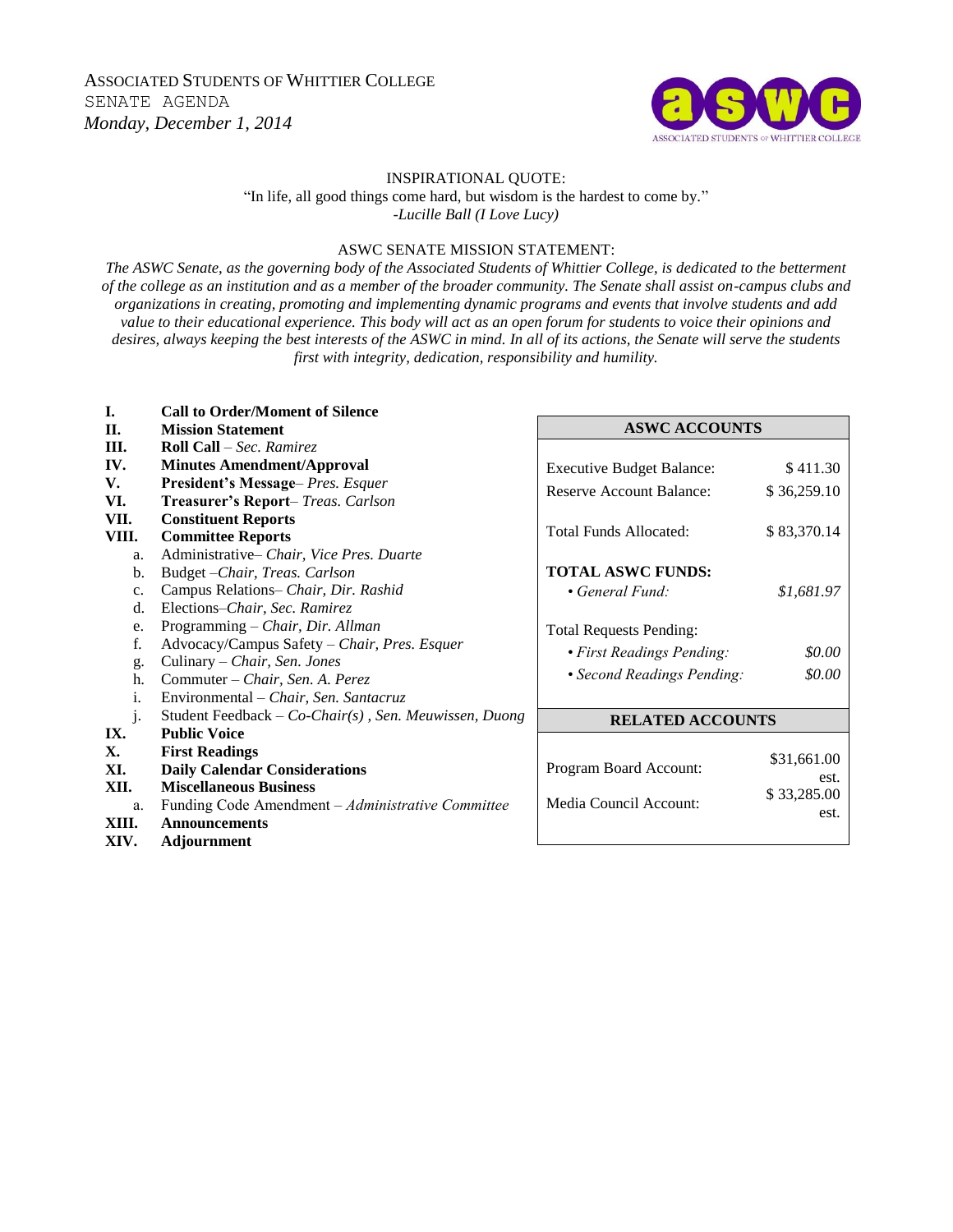ASSOCIATED STUDENTS OF WHITTIER COLLEGE
SENATE AGENDA
*Monday, December 1, 2014*

INSPIRATIONAL QUOTE:
"In life, all good things come hard, but wisdom is the hardest to come by."
*-Lucille Ball (I Love Lucy)*

ASWC SENATE MISSION STATEMENT:
*The ASWC Senate, as the governing body of the Associated Students of Whittier College, is dedicated to the betterment of the college as an institution and as a member of the broader community. The Senate shall assist on-campus clubs and organizations in creating, promoting and implementing dynamic programs and events that involve students and add value to their educational experience. This body will act as an open forum for students to voice their opinions and desires, always keeping the best interests of the ASWC in mind. In all of its actions, the Senate will serve the students first with integrity, dedication, responsibility and humility.*

- **I. Call to Order/Moment of Silence**
- **II. Mission Statement**
- **III. Roll Call** – *Sec. Ramirez*
- **IV. Minutes Amendment/Approval**
- **V. President's Message**– *Pres. Esquer*
- **VI. Treasurer's Report**– *Treas. Carlson*
- **VII. Constituent Reports**
- **VIII. Committee Reports**
  - a. Administrative– *Chair, Vice Pres. Duarte*
  - b. Budget –*Chair, Treas. Carlson*
  - c. Campus Relations– *Chair, Dir. Rashid*
  - d. Elections–*Chair, Sec. Ramirez*
  - e. Programming – *Chair, Dir. Allman*
  - f. Advocacy/Campus Safety – *Chair, Pres. Esquer*
  - g. Culinary – *Chair, Sen. Jones*
  - h. Commuter – *Chair, Sen. A. Perez*
  - i. Environmental – *Chair, Sen. Santacruz*
  - j. Student Feedback – *Co-Chair(s) , Sen. Meuwissen, Duong*
- **IX. Public Voice**
- **X. First Readings**
- **XI. Daily Calendar Considerations**
- **XII. Miscellaneous Business**
  - a. Funding Code Amendment – *Administrative Committee*
- **XIII. Announcements**
- **XIV. Adjournment**

| ASWC ACCOUNTS | |
|---|---|
| Executive Budget Balance: | $ 411.30 |
| Reserve Account Balance: | $ 36,259.10 |
| Total Funds Allocated: | $ 83,370.14 |
| **TOTAL ASWC FUNDS:** | |
| • *General Fund:* | *$1,681.97* |
| Total Requests Pending: | |
| • *First Readings Pending:* | *$0.00* |
| • *Second Readings Pending:* | *$0.00* |
| **RELATED ACCOUNTS** | |
| Program Board Account: | $31,661.00 est. |
| Media Council Account: | $ 33,285.00 est. |